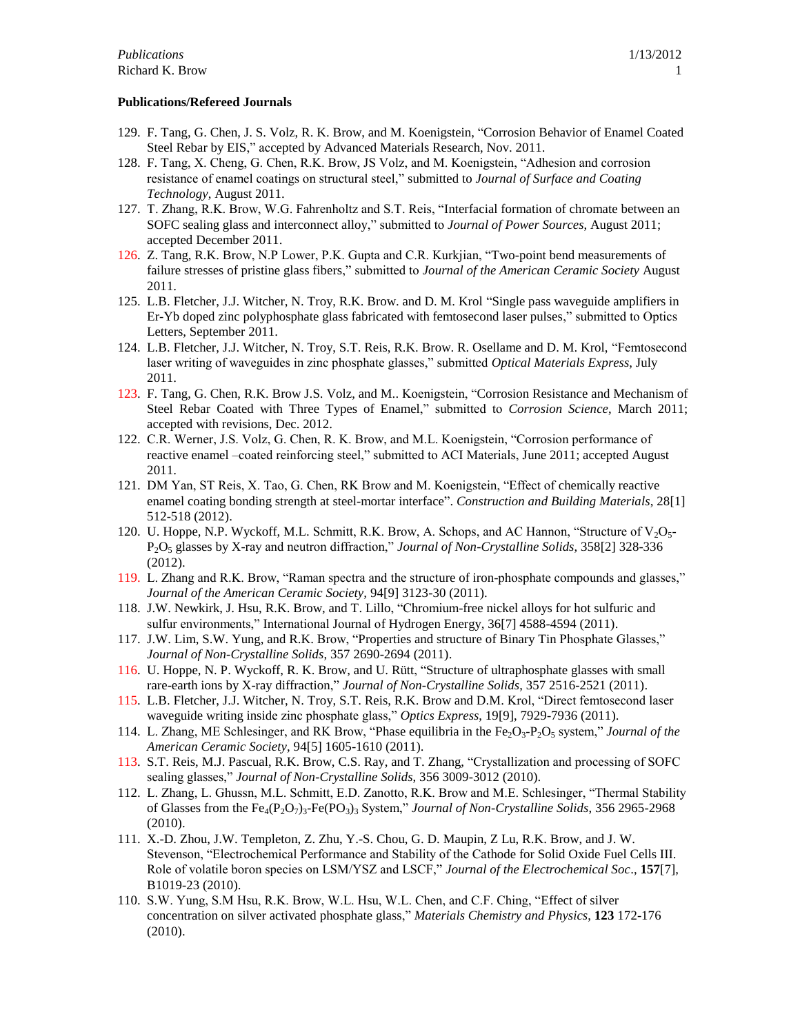**Publications/Refereed Journals**

129. F. Tang, G. Chen, J. S. Volz, R. K. Brow, and M. Koenigstein, "Corrosion Behavior of Enamel Coated Steel Rebar by EIS," accepted by Advanced Materials Research, Nov. 2011.
128. F. Tang, X. Cheng, G. Chen, R.K. Brow, JS Volz, and M. Koenigstein, "Adhesion and corrosion resistance of enamel coatings on structural steel," submitted to *Journal of Surface and Coating Technology*, August 2011.
127. T. Zhang, R.K. Brow, W.G. Fahrenholtz and S.T. Reis, "Interfacial formation of chromate between an SOFC sealing glass and interconnect alloy," submitted to *Journal of Power Sources*, August 2011; accepted December 2011.
126. Z. Tang, R.K. Brow, N.P Lower, P.K. Gupta and C.R. Kurkjian, "Two-point bend measurements of failure stresses of pristine glass fibers," submitted to *Journal of the American Ceramic Society* August 2011.
125. L.B. Fletcher, J.J. Witcher, N. Troy, R.K. Brow. and D. M. Krol "Single pass waveguide amplifiers in Er-Yb doped zinc polyphosphate glass fabricated with femtosecond laser pulses," submitted to Optics Letters, September 2011.
124. L.B. Fletcher, J.J. Witcher, N. Troy, S.T. Reis, R.K. Brow. R. Osellame and D. M. Krol, "Femtosecond laser writing of waveguides in zinc phosphate glasses," submitted *Optical Materials Express*, July 2011.
123. F. Tang, G. Chen, R.K. Brow J.S. Volz, and M.. Koenigstein, "Corrosion Resistance and Mechanism of Steel Rebar Coated with Three Types of Enamel," submitted to *Corrosion Science*, March 2011; accepted with revisions, Dec. 2012.
122. C.R. Werner, J.S. Volz, G. Chen, R. K. Brow, and M.L. Koenigstein, "Corrosion performance of reactive enamel –coated reinforcing steel," submitted to ACI Materials, June 2011; accepted August 2011.
121. DM Yan, ST Reis, X. Tao, G. Chen, RK Brow and M. Koenigstein, "Effect of chemically reactive enamel coating bonding strength at steel-mortar interface". *Construction and Building Materials*, 28[1] 512-518 (2012).
120. U. Hoppe, N.P. Wyckoff, M.L. Schmitt, R.K. Brow, A. Schops, and AC Hannon, "Structure of $V_2O_5$-$P_2O_5$ glasses by X-ray and neutron diffraction," *Journal of Non-Crystalline Solids*, 358[2] 328-336 (2012).
119. L. Zhang and R.K. Brow, "Raman spectra and the structure of iron-phosphate compounds and glasses," *Journal of the American Ceramic Society*, 94[9] 3123-30 (2011).
118. J.W. Newkirk, J. Hsu, R.K. Brow, and T. Lillo, "Chromium-free nickel alloys for hot sulfuric and sulfur environments," International Journal of Hydrogen Energy, 36[7] 4588-4594 (2011).
117. J.W. Lim, S.W. Yung, and R.K. Brow, "Properties and structure of Binary Tin Phosphate Glasses," *Journal of Non-Crystalline Solids*, 357 2690-2694 (2011).
116. U. Hoppe, N. P. Wyckoff, R. K. Brow, and U. Rütt, "Structure of ultraphosphate glasses with small rare-earth ions by X-ray diffraction," *Journal of Non-Crystalline Solids*, 357 2516-2521 (2011).
115. L.B. Fletcher, J.J. Witcher, N. Troy, S.T. Reis, R.K. Brow and D.M. Krol, "Direct femtosecond laser waveguide writing inside zinc phosphate glass," *Optics Express*, 19[9], 7929-7936 (2011).
114. L. Zhang, ME Schlesinger, and RK Brow, "Phase equilibria in the $Fe_2O_3$-$P_2O_5$ system," *Journal of the American Ceramic Society*, 94[5] 1605-1610 (2011).
113. S.T. Reis, M.J. Pascual, R.K. Brow, C.S. Ray, and T. Zhang, "Crystallization and processing of SOFC sealing glasses," *Journal of Non-Crystalline Solids*, 356 3009-3012 (2010).
112. L. Zhang, L. Ghussn, M.L. Schmitt, E.D. Zanotto, R.K. Brow and M.E. Schlesinger, "Thermal Stability of Glasses from the $Fe_4(P_2O_7)_3$-$Fe(PO_3)_3$ System," *Journal of Non-Crystalline Solids*, 356 2965-2968 (2010).
111. X.-D. Zhou, J.W. Templeton, Z. Zhu, Y.-S. Chou, G. D. Maupin, Z Lu, R.K. Brow, and J. W. Stevenson, "Electrochemical Performance and Stability of the Cathode for Solid Oxide Fuel Cells III. Role of volatile boron species on LSM/YSZ and LSCF," *Journal of the Electrochemical Soc*., **157**[7], B1019-23 (2010).
110. S.W. Yung, S.M Hsu, R.K. Brow, W.L. Hsu, W.L. Chen, and C.F. Ching, "Effect of silver concentration on silver activated phosphate glass," *Materials Chemistry and Physics*, **123** 172-176 (2010).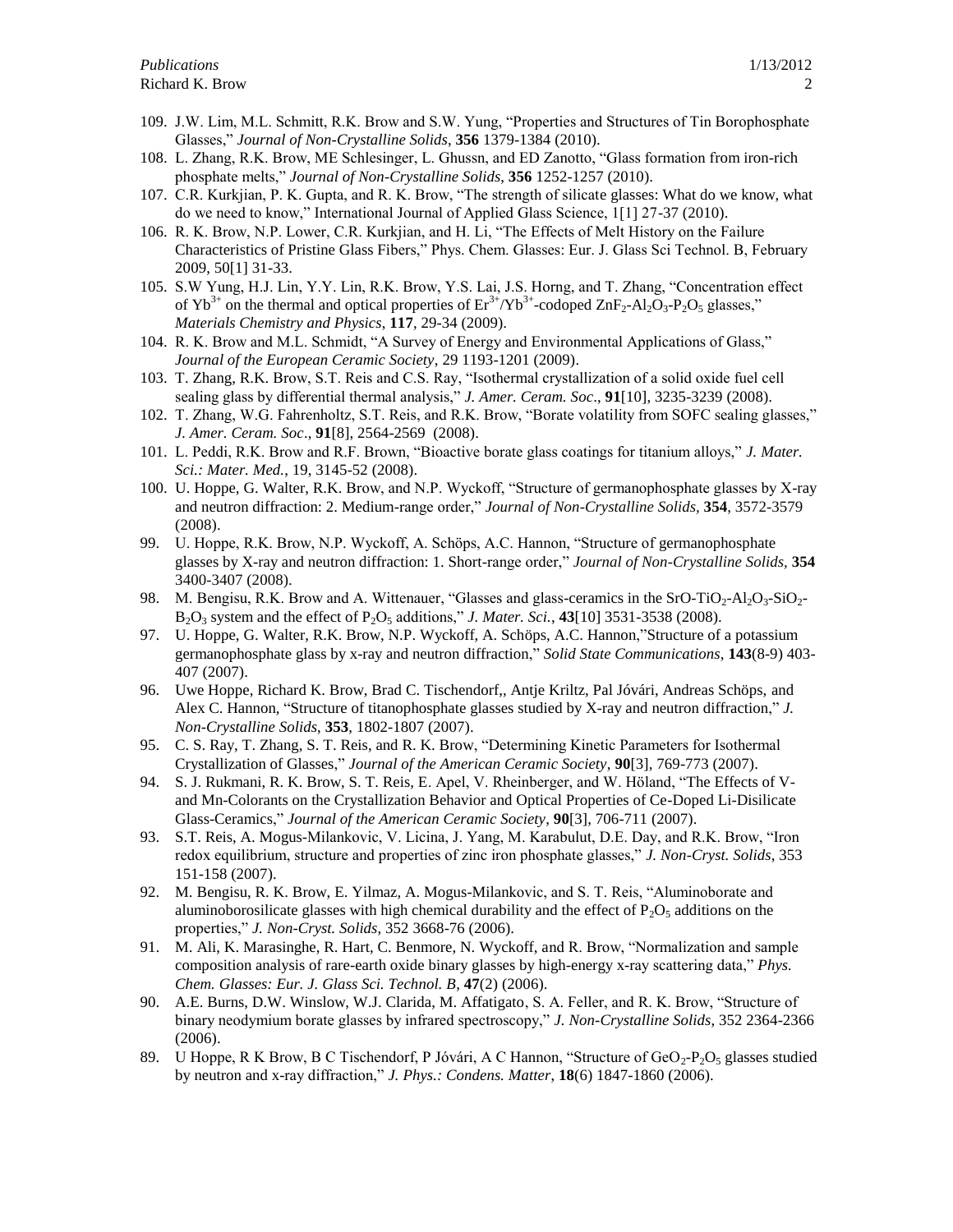109. J.W. Lim, M.L. Schmitt, R.K. Brow and S.W. Yung, "Properties and Structures of Tin Borophosphate Glasses," *Journal of Non-Crystalline Solids*, **356** 1379-1384 (2010).
108. L. Zhang, R.K. Brow, ME Schlesinger, L. Ghussn, and ED Zanotto, "Glass formation from iron-rich phosphate melts," *Journal of Non-Crystalline Solids*, **356** 1252-1257 (2010).
107. C.R. Kurkjian, P. K. Gupta, and R. K. Brow, "The strength of silicate glasses: What do we know, what do we need to know," International Journal of Applied Glass Science, 1[1] 27-37 (2010).
106. R. K. Brow, N.P. Lower, C.R. Kurkjian, and H. Li, "The Effects of Melt History on the Failure Characteristics of Pristine Glass Fibers," Phys. Chem. Glasses: Eur. J. Glass Sci Technol. B, February 2009, 50[1] 31-33.
105. S.W Yung, H.J. Lin, Y.Y. Lin, R.K. Brow, Y.S. Lai, J.S. Horng, and T. Zhang, "Concentration effect of $Yb^{3+}$ on the thermal and optical properties of $Er^{3+}/Yb^{3+}$-codoped $ZnF_2$-$Al_2O_3$-$P_2O_5$ glasses," *Materials Chemistry and Physics*, **117**, 29-34 (2009).
104. R. K. Brow and M.L. Schmidt, "A Survey of Energy and Environmental Applications of Glass," *Journal of the European Ceramic Society*, 29 1193-1201 (2009).
103. T. Zhang, R.K. Brow, S.T. Reis and C.S. Ray, "Isothermal crystallization of a solid oxide fuel cell sealing glass by differential thermal analysis," *J. Amer. Ceram. Soc*., **91**[10], 3235-3239 (2008).
102. T. Zhang, W.G. Fahrenholtz, S.T. Reis, and R.K. Brow, "Borate volatility from SOFC sealing glasses," *J. Amer. Ceram. Soc*., **91**[8], 2564-2569 (2008).
101. L. Peddi, R.K. Brow and R.F. Brown, "Bioactive borate glass coatings for titanium alloys," *J. Mater. Sci.: Mater. Med.*, 19, 3145-52 (2008).
100. U. Hoppe, G. Walter, R.K. Brow, and N.P. Wyckoff, "Structure of germanophosphate glasses by X-ray and neutron diffraction: 2. Medium-range order," *Journal of Non-Crystalline Solids*, **354**, 3572-3579 (2008).
99. U. Hoppe, R.K. Brow, N.P. Wyckoff, A. Schöps, A.C. Hannon, "Structure of germanophosphate glasses by X-ray and neutron diffraction: 1. Short-range order," *Journal of Non-Crystalline Solids,* **354** 3400-3407 (2008).
98. M. Bengisu, R.K. Brow and A. Wittenauer, "Glasses and glass-ceramics in the $SrO$-$TiO_2$-$Al_2O_3$-$SiO_2$-$B_2O_3$ system and the effect of $P_2O_5$ additions," *J. Mater. Sci.*, **43**[10] 3531-3538 (2008).
97. U. Hoppe, G. Walter, R.K. Brow, N.P. Wyckoff, A. Schöps, A.C. Hannon,"Structure of a potassium germanophosphate glass by x-ray and neutron diffraction," *Solid State Communications*, **143**(8-9) 403-407 (2007).
96. Uwe Hoppe, Richard K. Brow, Brad C. Tischendorf,, Antje Kriltz, Pal Jóvári, Andreas Schöps, and Alex C. Hannon, "Structure of titanophosphate glasses studied by X-ray and neutron diffraction," *J. Non-Crystalline Solids*, **353**, 1802-1807 (2007).
95. C. S. Ray, T. Zhang, S. T. Reis, and R. K. Brow, "Determining Kinetic Parameters for Isothermal Crystallization of Glasses," *Journal of the American Ceramic Society*, **90**[3], 769-773 (2007).
94. S. J. Rukmani, R. K. Brow, S. T. Reis, E. Apel, V. Rheinberger, and W. Höland, "The Effects of V- and Mn-Colorants on the Crystallization Behavior and Optical Properties of Ce-Doped Li-Disilicate Glass-Ceramics," *Journal of the American Ceramic Society*, **90**[3], 706-711 (2007).
93. S.T. Reis, A. Mogus-Milankovic, V. Licina, J. Yang, M. Karabulut, D.E. Day, and R.K. Brow, "Iron redox equilibrium, structure and properties of zinc iron phosphate glasses," *J. Non-Cryst. Solids*, 353 151-158 (2007).
92. M. Bengisu, R. K. Brow, E. Yilmaz, A. Mogus-Milankovic, and S. T. Reis, "Aluminoborate and aluminoborosilicate glasses with high chemical durability and the effect of $P_2O_5$ additions on the properties," *J. Non-Cryst. Solids*, 352 3668-76 (2006).
91. M. Ali, K. Marasinghe, R. Hart, C. Benmore, N. Wyckoff, and R. Brow, "Normalization and sample composition analysis of rare-earth oxide binary glasses by high-energy x-ray scattering data," *Phys. Chem. Glasses: Eur. J. Glass Sci. Technol. B*, **47**(2) (2006).
90. A.E. Burns, D.W. Winslow, W.J. Clarida, M. Affatigato, S. A. Feller, and R. K. Brow, "Structure of binary neodymium borate glasses by infrared spectroscopy," *J. Non-Crystalline Solids*, 352 2364-2366 (2006).
89. U Hoppe, R K Brow, B C Tischendorf, P Jóvári, A C Hannon, "Structure of $GeO_2$-$P_2O_5$ glasses studied by neutron and x-ray diffraction," *J. Phys.: Condens. Matter*, **18**(6) 1847-1860 (2006).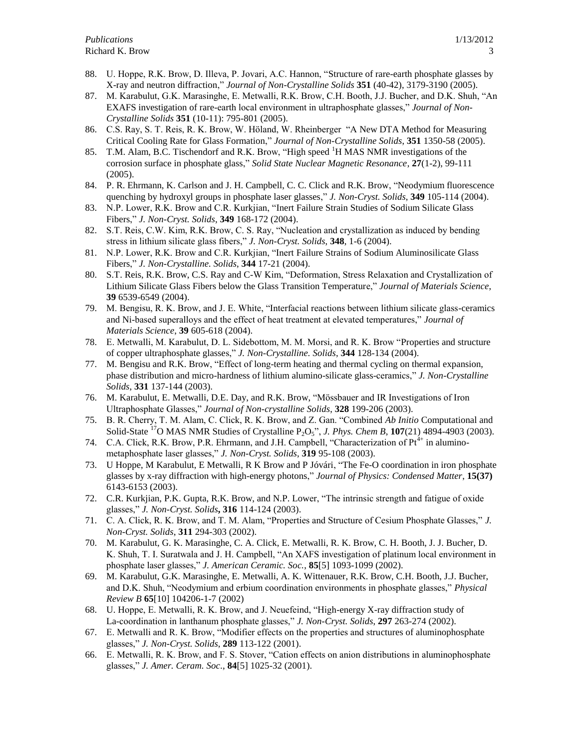88. U. Hoppe, R.K. Brow, D. Illeva, P. Jovari, A.C. Hannon, "Structure of rare-earth phosphate glasses by X-ray and neutron diffraction," *Journal of Non-Crystalline Solids* **351** (40-42), 3179-3190 (2005).
87. M. Karabulut, G.K. Marasinghe, E. Metwalli, R.K. Brow, C.H. Booth, J.J. Bucher, and D.K. Shuh, "An EXAFS investigation of rare-earth local environment in ultraphosphate glasses," *Journal of Non-Crystalline Solids* **351** (10-11): 795-801 (2005).
86. C.S. Ray, S. T. Reis, R. K. Brow, W. Höland, W. Rheinberger "A New DTA Method for Measuring Critical Cooling Rate for Glass Formation," *Journal of Non-Crystalline Solids*, **351** 1350-58 (2005).
85. T.M. Alam, B.C. Tischendorf and R.K. Brow, "High speed $^1$H MAS NMR investigations of the corrosion surface in phosphate glass," *Solid State Nuclear Magnetic Resonance*, **27**(1-2), 99-111 (2005).
84. P. R. Ehrmann, K. Carlson and J. H. Campbell, C. C. Click and R.K. Brow, "Neodymium fluorescence quenching by hydroxyl groups in phosphate laser glasses," *J. Non-Cryst. Solids*, **349** 105-114 (2004).
83. N.P. Lower, R.K. Brow and C.R. Kurkjian, "Inert Failure Strain Studies of Sodium Silicate Glass Fibers," *J. Non-Cryst. Solids*, **349** 168-172 (2004).
82. S.T. Reis, C.W. Kim, R.K. Brow, C. S. Ray, "Nucleation and crystallization as induced by bending stress in lithium silicate glass fibers," *J. Non-Cryst. Solids*, **348**, 1-6 (2004).
81. N.P. Lower, R.K. Brow and C.R. Kurkjian, "Inert Failure Strains of Sodium Aluminosilicate Glass Fibers," *J. Non-Crystalline. Solids*, **344** 17-21 (2004).
80. S.T. Reis, R.K. Brow, C.S. Ray and C-W Kim, "Deformation, Stress Relaxation and Crystallization of Lithium Silicate Glass Fibers below the Glass Transition Temperature," *Journal of Materials Science*, **39** 6539-6549 (2004).
79. M. Bengisu, R. K. Brow, and J. E. White, "Interfacial reactions between lithium silicate glass-ceramics and Ni-based superalloys and the effect of heat treatment at elevated temperatures," *Journal of Materials Science*, **39** 605-618 (2004).
78. E. Metwalli, M. Karabulut, D. L. Sidebottom, M. M. Morsi, and R. K. Brow "Properties and structure of copper ultraphosphate glasses," *J. Non-Crystalline. Solids*, **344** 128-134 (2004).
77. M. Bengisu and R.K. Brow, "Effect of long-term heating and thermal cycling on thermal expansion, phase distribution and micro-hardness of lithium alumino-silicate glass-ceramics," *J. Non-Crystalline Solids*, **331** 137-144 (2003).
76. M. Karabulut, E. Metwalli, D.E. Day, and R.K. Brow, "Mössbauer and IR Investigations of Iron Ultraphosphate Glasses," *Journal of Non-crystalline Solids*, **328** 199-206 (2003).
75. B. R. Cherry, T. M. Alam, C. Click, R. K. Brow, and Z. Gan. "Combined *Ab Initio* Computational and Solid-State $^{17}$O MAS NMR Studies of Crystalline $P_2O_5$", *J. Phys. Chem B*, **107**(21) 4894-4903 (2003).
74. C.A. Click, R.K. Brow, P.R. Ehrmann, and J.H. Campbell, "Characterization of $Pt^{4+}$ in alumino-metaphosphate laser glasses," *J. Non-Cryst. Solids*, **319** 95-108 (2003).
73. U Hoppe, M Karabulut, E Metwalli, R K Brow and P Jóvári, "The Fe-O coordination in iron phosphate glasses by x-ray diffraction with high-energy photons," *Journal of Physics: Condensed Matter*, **15(37)** 6143-6153 (2003).
72. C.R. Kurkjian, P.K. Gupta, R.K. Brow, and N.P. Lower, "The intrinsic strength and fatigue of oxide glasses," *J. Non-Cryst. Solids*, **316** 114-124 (2003).
71. C. A. Click, R. K. Brow, and T. M. Alam, "Properties and Structure of Cesium Phosphate Glasses," *J. Non-Cryst. Solids*, **311** 294-303 (2002).
70. M. Karabulut, G. K. Marasinghe, C. A. Click, E. Metwalli, R. K. Brow, C. H. Booth, J. J. Bucher, D. K. Shuh, T. I. Suratwala and J. H. Campbell, "An XAFS investigation of platinum local environment in phosphate laser glasses," *J. American Ceramic. Soc.*, **85**[5] 1093-1099 (2002).
69. M. Karabulut, G.K. Marasinghe, E. Metwalli, A. K. Wittenauer, R.K. Brow, C.H. Booth, J.J. Bucher, and D.K. Shuh, "Neodymium and erbium coordination environments in phosphate glasses," *Physical Review B* **65**[10] 104206-1-7 (2002)
68. U. Hoppe, E. Metwalli, R. K. Brow, and J. Neuefeind, "High-energy X-ray diffraction study of La-coordination in lanthanum phosphate glasses," *J. Non-Cryst. Solids*, **297** 263-274 (2002).
67. E. Metwalli and R. K. Brow, "Modifier effects on the properties and structures of aluminophosphate glasses," *J. Non-Cryst. Solids*, **289** 113-122 (2001).
66. E. Metwalli, R. K. Brow, and F. S. Stover, "Cation effects on anion distributions in aluminophosphate glasses," *J. Amer. Ceram. Soc.*, **84**[5] 1025-32 (2001).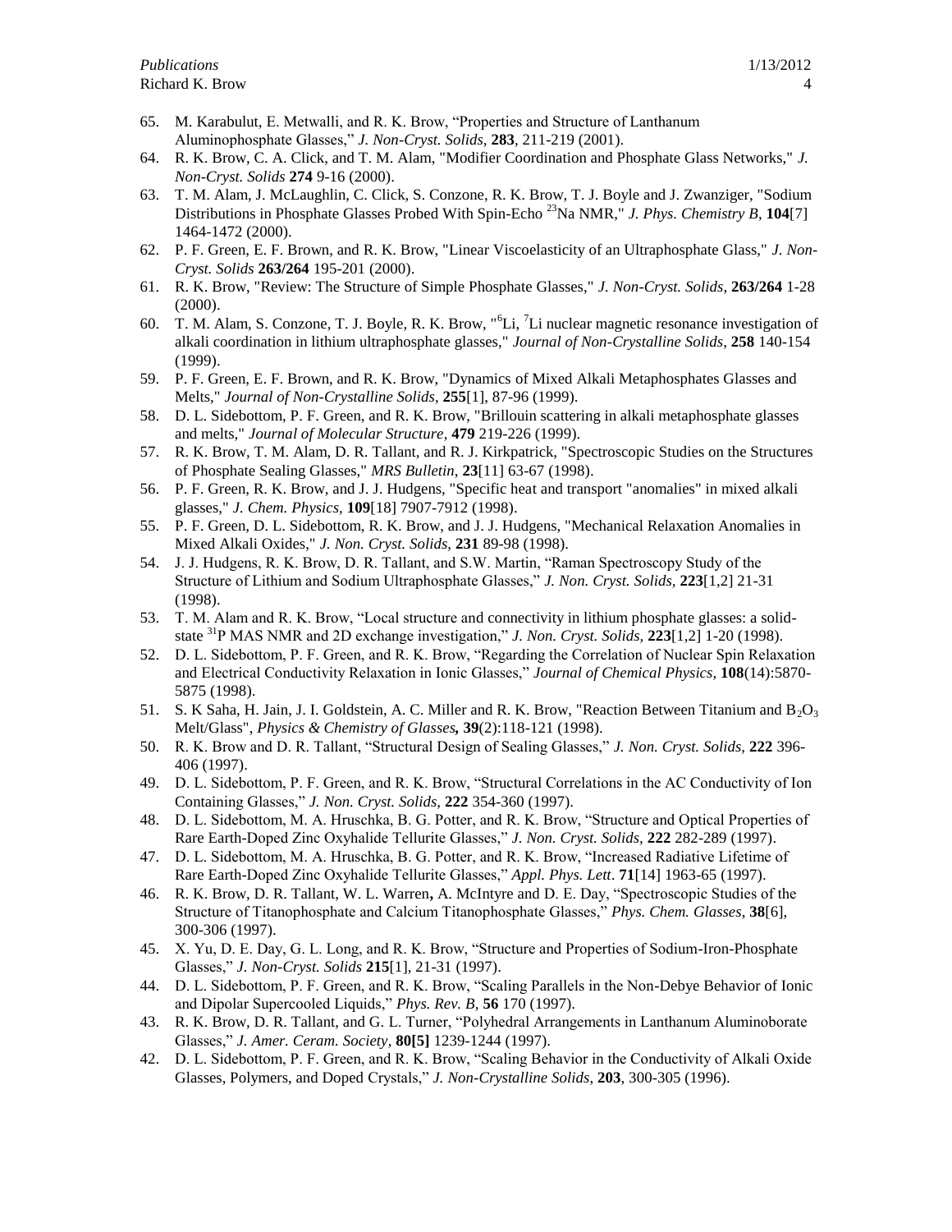65. M. Karabulut, E. Metwalli, and R. K. Brow, "Properties and Structure of Lanthanum Aluminophosphate Glasses," *J. Non-Cryst. Solids*, **283**, 211-219 (2001).
64. R. K. Brow, C. A. Click, and T. M. Alam, "Modifier Coordination and Phosphate Glass Networks," *J. Non-Cryst. Solids* **274** 9-16 (2000).
63. T. M. Alam, J. McLaughlin, C. Click, S. Conzone, R. K. Brow, T. J. Boyle and J. Zwanziger, "Sodium Distributions in Phosphate Glasses Probed With Spin-Echo $^{23}$Na NMR," *J. Phys. Chemistry B*, **104**[7] 1464-1472 (2000).
62. P. F. Green, E. F. Brown, and R. K. Brow, "Linear Viscoelasticity of an Ultraphosphate Glass," *J. Non-Cryst. Solids* **263/264** 195-201 (2000).
61. R. K. Brow, "Review: The Structure of Simple Phosphate Glasses," *J. Non-Cryst. Solids*, **263/264** 1-28 (2000).
60. T. M. Alam, S. Conzone, T. J. Boyle, R. K. Brow, "$^{6}$Li, $^{7}$Li nuclear magnetic resonance investigation of alkali coordination in lithium ultraphosphate glasses," *Journal of Non-Crystalline Solids*, **258** 140-154 (1999).
59. P. F. Green, E. F. Brown, and R. K. Brow, "Dynamics of Mixed Alkali Metaphosphates Glasses and Melts," *Journal of Non-Crystalline Solids*, **255**[1], 87-96 (1999).
58. D. L. Sidebottom, P. F. Green, and R. K. Brow, "Brillouin scattering in alkali metaphosphate glasses and melts," *Journal of Molecular Structure*, **479** 219-226 (1999).
57. R. K. Brow, T. M. Alam, D. R. Tallant, and R. J. Kirkpatrick, "Spectroscopic Studies on the Structures of Phosphate Sealing Glasses," *MRS Bulletin*, **23**[11] 63-67 (1998).
56. P. F. Green, R. K. Brow, and J. J. Hudgens, "Specific heat and transport "anomalies" in mixed alkali glasses," *J. Chem. Physics*, **109**[18] 7907-7912 (1998).
55. P. F. Green, D. L. Sidebottom, R. K. Brow, and J. J. Hudgens, "Mechanical Relaxation Anomalies in Mixed Alkali Oxides," *J. Non. Cryst. Solids*, **231** 89-98 (1998).
54. J. J. Hudgens, R. K. Brow, D. R. Tallant, and S.W. Martin, "Raman Spectroscopy Study of the Structure of Lithium and Sodium Ultraphosphate Glasses," *J. Non. Cryst. Solids*, **223**[1,2] 21-31 (1998).
53. T. M. Alam and R. K. Brow, "Local structure and connectivity in lithium phosphate glasses: a solid-state $^{31}$P MAS NMR and 2D exchange investigation," *J. Non. Cryst. Solids*, **223**[1,2] 1-20 (1998).
52. D. L. Sidebottom, P. F. Green, and R. K. Brow, "Regarding the Correlation of Nuclear Spin Relaxation and Electrical Conductivity Relaxation in Ionic Glasses," *Journal of Chemical Physics*, **108**(14):5870-5875 (1998).
51. S. K Saha, H. Jain, J. I. Goldstein, A. C. Miller and R. K. Brow, "Reaction Between Titanium and $B_2O_3$ Melt/Glass", *Physics & Chemistry of Glasses,* **39**(2):118-121 (1998).
50. R. K. Brow and D. R. Tallant, "Structural Design of Sealing Glasses," *J. Non. Cryst. Solids*, **222** 396-406 (1997).
49. D. L. Sidebottom, P. F. Green, and R. K. Brow, "Structural Correlations in the AC Conductivity of Ion Containing Glasses," *J. Non. Cryst. Solids*, **222** 354-360 (1997).
48. D. L. Sidebottom, M. A. Hruschka, B. G. Potter, and R. K. Brow, "Structure and Optical Properties of Rare Earth-Doped Zinc Oxyhalide Tellurite Glasses," *J. Non. Cryst. Solids*, **222** 282-289 (1997).
47. D. L. Sidebottom, M. A. Hruschka, B. G. Potter, and R. K. Brow, "Increased Radiative Lifetime of Rare Earth-Doped Zinc Oxyhalide Tellurite Glasses," *Appl. Phys. Lett*. **71**[14] 1963-65 (1997).
46. R. K. Brow, D. R. Tallant, W. L. Warren, A. McIntyre and D. E. Day, "Spectroscopic Studies of the Structure of Titanophosphate and Calcium Titanophosphate Glasses," *Phys. Chem. Glasses*, **38**[6], 300-306 (1997).
45. X. Yu, D. E. Day, G. L. Long, and R. K. Brow, "Structure and Properties of Sodium-Iron-Phosphate Glasses," *J. Non-Cryst. Solids* **215**[1], 21-31 (1997).
44. D. L. Sidebottom, P. F. Green, and R. K. Brow, "Scaling Parallels in the Non-Debye Behavior of Ionic and Dipolar Supercooled Liquids," *Phys. Rev. B*, **56** 170 (1997).
43. R. K. Brow, D. R. Tallant, and G. L. Turner, "Polyhedral Arrangements in Lanthanum Aluminoborate Glasses," *J. Amer. Ceram. Society*, **80[5]** 1239-1244 (1997).
42. D. L. Sidebottom, P. F. Green, and R. K. Brow, "Scaling Behavior in the Conductivity of Alkali Oxide Glasses, Polymers, and Doped Crystals," *J. Non-Crystalline Solids*, **203**, 300-305 (1996).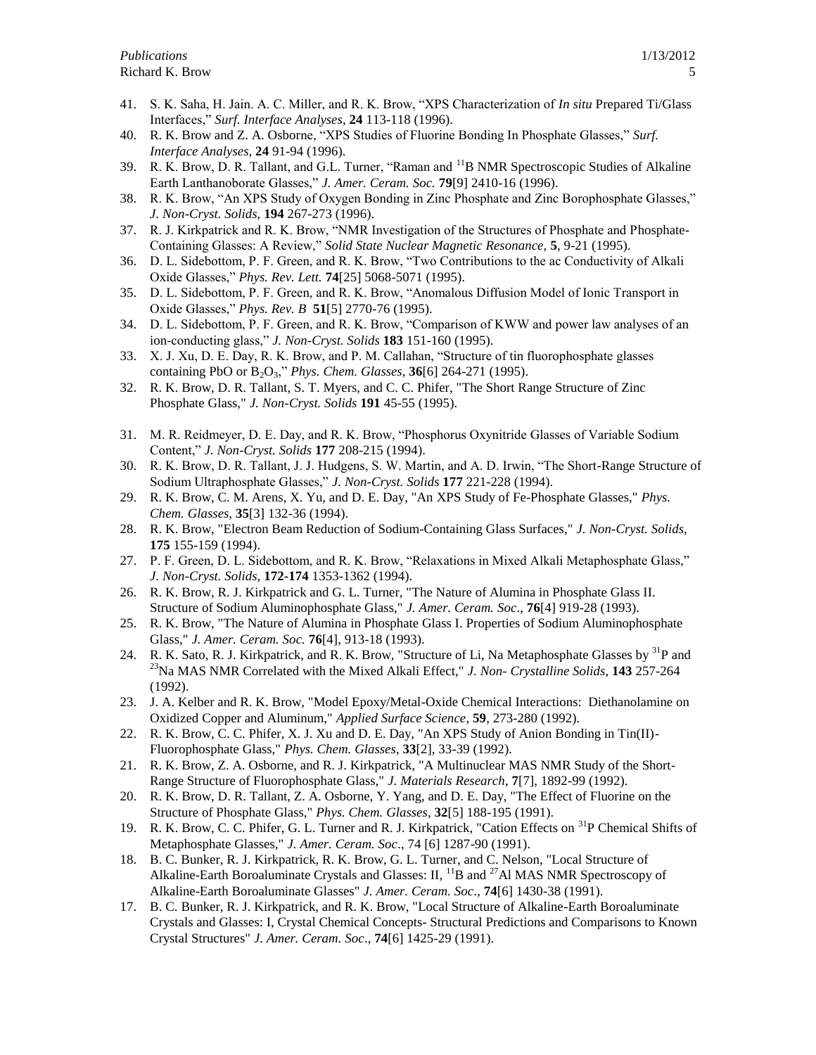41. S. K. Saha, H. Jain. A. C. Miller, and R. K. Brow, "XPS Characterization of *In situ* Prepared Ti/Glass Interfaces," *Surf. Interface Analyses*, **24** 113-118 (1996).
40. R. K. Brow and Z. A. Osborne, "XPS Studies of Fluorine Bonding In Phosphate Glasses," *Surf. Interface Analyses,* **24** 91-94 (1996).
39. R. K. Brow, D. R. Tallant, and G.L. Turner, "Raman and $^{11}B$ NMR Spectroscopic Studies of Alkaline Earth Lanthanoborate Glasses," *J. Amer. Ceram. Soc.* **79**[9] 2410-16 (1996).
38. R. K. Brow, "An XPS Study of Oxygen Bonding in Zinc Phosphate and Zinc Borophosphate Glasses," *J. Non-Cryst. Solids,* **194** 267-273 (1996).
37. R. J. Kirkpatrick and R. K. Brow, "NMR Investigation of the Structures of Phosphate and Phosphate-Containing Glasses: A Review," *Solid State Nuclear Magnetic Resonance,* **5**, 9-21 (1995).
36. D. L. Sidebottom, P. F. Green, and R. K. Brow, "Two Contributions to the ac Conductivity of Alkali Oxide Glasses," *Phys. Rev. Lett.* **74**[25] 5068-5071 (1995).
35. D. L. Sidebottom, P. F. Green, and R. K. Brow, "Anomalous Diffusion Model of Ionic Transport in Oxide Glasses," *Phys. Rev. B* **51**[5] 2770-76 (1995).
34. D. L. Sidebottom, P. F. Green, and R. K. Brow, "Comparison of KWW and power law analyses of an ion-conducting glass," *J. Non-Cryst. Solids* **183** 151-160 (1995).
33. X. J. Xu, D. E. Day, R. K. Brow, and P. M. Callahan, "Structure of tin fluorophosphate glasses containing PbO or $B_2O_3$," *Phys. Chem. Glasses*, **36**[6] 264-271 (1995).
32. R. K. Brow, D. R. Tallant, S. T. Myers, and C. C. Phifer, "The Short Range Structure of Zinc Phosphate Glass," *J. Non-Cryst. Solids* **191** 45-55 (1995).
31. M. R. Reidmeyer, D. E. Day, and R. K. Brow, "Phosphorus Oxynitride Glasses of Variable Sodium Content," *J. Non-Cryst. Solids* **177** 208-215 (1994).
30. R. K. Brow, D. R. Tallant, J. J. Hudgens, S. W. Martin, and A. D. Irwin, "The Short-Range Structure of Sodium Ultraphosphate Glasses," *J. Non-Cryst. Solids* **177** 221-228 (1994).
29. R. K. Brow, C. M. Arens, X. Yu, and D. E. Day, "An XPS Study of Fe-Phosphate Glasses," *Phys. Chem. Glasses*, **35**[3] 132-36 (1994).
28. R. K. Brow, "Electron Beam Reduction of Sodium-Containing Glass Surfaces," *J. Non-Cryst. Solids*, **175** 155-159 (1994).
27. P. F. Green, D. L. Sidebottom, and R. K. Brow, "Relaxations in Mixed Alkali Metaphosphate Glass," *J. Non-Cryst. Solids,* **172-174** 1353-1362 (1994).
26. R. K. Brow, R. J. Kirkpatrick and G. L. Turner, "The Nature of Alumina in Phosphate Glass II. Structure of Sodium Aluminophosphate Glass," *J. Amer. Ceram. Soc*., **76**[4] 919-28 (1993).
25. R. K. Brow, "The Nature of Alumina in Phosphate Glass I. Properties of Sodium Aluminophosphate Glass," *J. Amer. Ceram. Soc.* **76**[4], 913-18 (1993).
24. R. K. Sato, R. J. Kirkpatrick, and R. K. Brow, "Structure of Li, Na Metaphosphate Glasses by $^{31}P$ and $^{23}Na$ MAS NMR Correlated with the Mixed Alkali Effect," *J. Non- Crystalline Solids*, **143** 257-264 (1992).
23. J. A. Kelber and R. K. Brow, "Model Epoxy/Metal-Oxide Chemical Interactions: Diethanolamine on Oxidized Copper and Aluminum," *Applied Surface Science*, **59**, 273-280 (1992).
22. R. K. Brow, C. C. Phifer, X. J. Xu and D. E. Day, "An XPS Study of Anion Bonding in Tin(II)-Fluorophosphate Glass," *Phys. Chem. Glasses*, **33**[2], 33-39 (1992).
21. R. K. Brow, Z. A. Osborne, and R. J. Kirkpatrick, "A Multinuclear MAS NMR Study of the Short-Range Structure of Fluorophosphate Glass," *J. Materials Research*, **7**[7], 1892-99 (1992).
20. R. K. Brow, D. R. Tallant, Z. A. Osborne, Y. Yang, and D. E. Day, "The Effect of Fluorine on the Structure of Phosphate Glass," *Phys. Chem. Glasses*, **32**[5] 188-195 (1991).
19. R. K. Brow, C. C. Phifer, G. L. Turner and R. J. Kirkpatrick, "Cation Effects on $^{31}P$ Chemical Shifts of Metaphosphate Glasses," *J. Amer. Ceram. Soc*., 74 [6] 1287-90 (1991).
18. B. C. Bunker, R. J. Kirkpatrick, R. K. Brow, G. L. Turner, and C. Nelson, "Local Structure of Alkaline-Earth Boroaluminate Crystals and Glasses: II, $^{11}B$ and $^{27}Al$ MAS NMR Spectroscopy of Alkaline-Earth Boroaluminate Glasses" *J. Amer. Ceram. Soc*., **74**[6] 1430-38 (1991).
17. B. C. Bunker, R. J. Kirkpatrick, and R. K. Brow, "Local Structure of Alkaline-Earth Boroaluminate Crystals and Glasses: I, Crystal Chemical Concepts- Structural Predictions and Comparisons to Known Crystal Structures" *J. Amer. Ceram. Soc*., **74**[6] 1425-29 (1991).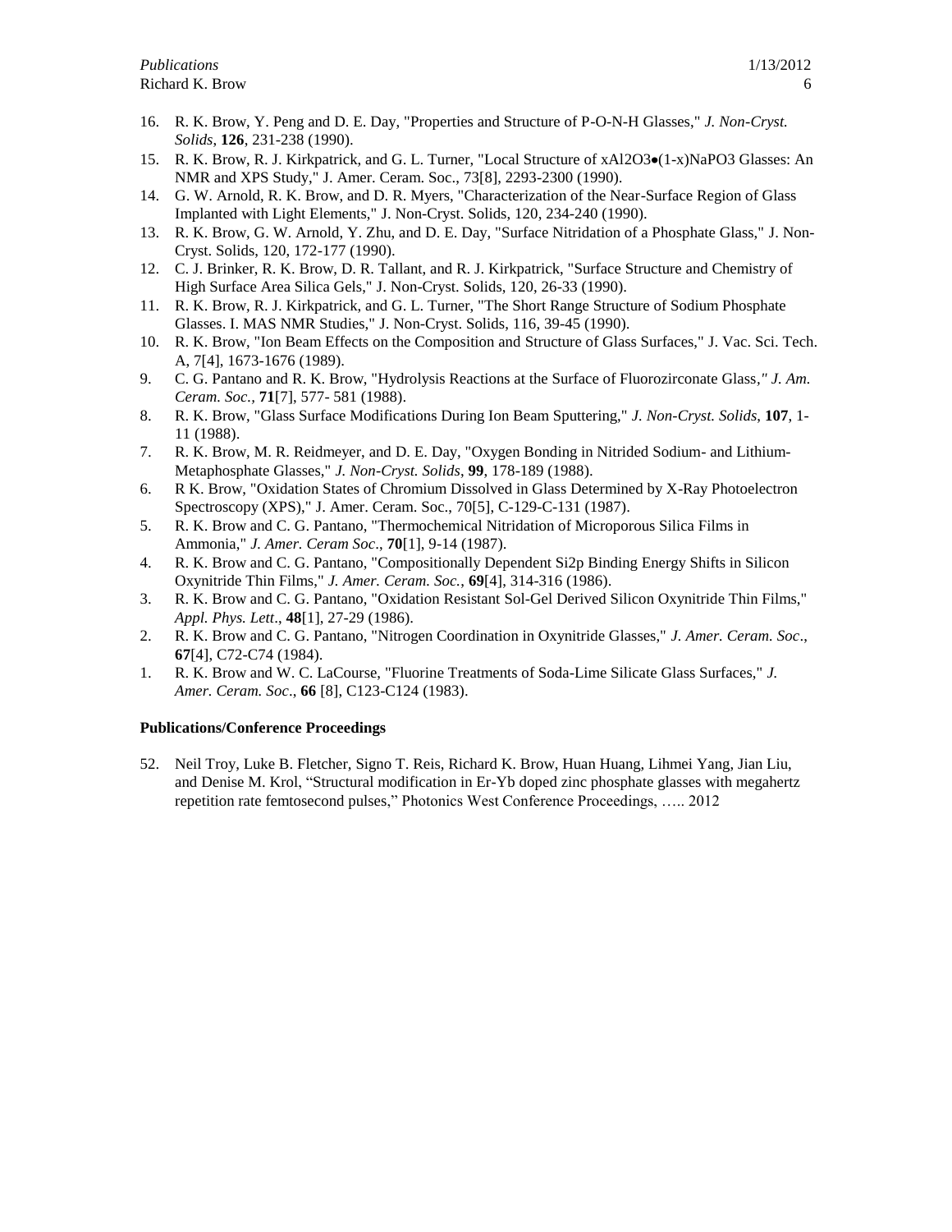16. R. K. Brow, Y. Peng and D. E. Day, "Properties and Structure of P-O-N-H Glasses," *J. Non-Cryst. Solids*, **126**, 231-238 (1990).
15. R. K. Brow, R. J. Kirkpatrick, and G. L. Turner, "Local Structure of $xAl_2O_3$•$(1-x)NaPO_3$ Glasses: An NMR and XPS Study," J. Amer. Ceram. Soc., 73[8], 2293-2300 (1990).
14. G. W. Arnold, R. K. Brow, and D. R. Myers, "Characterization of the Near-Surface Region of Glass Implanted with Light Elements," J. Non-Cryst. Solids, 120, 234-240 (1990).
13. R. K. Brow, G. W. Arnold, Y. Zhu, and D. E. Day, "Surface Nitridation of a Phosphate Glass," J. Non-Cryst. Solids, 120, 172-177 (1990).
12. C. J. Brinker, R. K. Brow, D. R. Tallant, and R. J. Kirkpatrick, "Surface Structure and Chemistry of High Surface Area Silica Gels," J. Non-Cryst. Solids, 120, 26-33 (1990).
11. R. K. Brow, R. J. Kirkpatrick, and G. L. Turner, "The Short Range Structure of Sodium Phosphate Glasses. I. MAS NMR Studies," J. Non-Cryst. Solids, 116, 39-45 (1990).
10. R. K. Brow, "Ion Beam Effects on the Composition and Structure of Glass Surfaces," J. Vac. Sci. Tech. A, 7[4], 1673-1676 (1989).
9. C. G. Pantano and R. K. Brow, "Hydrolysis Reactions at the Surface of Fluorozirconate Glass," *J. Am. Ceram. Soc.*, **71**[7], 577- 581 (1988).
8. R. K. Brow, "Glass Surface Modifications During Ion Beam Sputtering," *J. Non-Cryst. Solids*, **107**, 1-11 (1988).
7. R. K. Brow, M. R. Reidmeyer, and D. E. Day, "Oxygen Bonding in Nitrided Sodium- and Lithium-Metaphosphate Glasses," *J. Non-Cryst. Solids*, **99**, 178-189 (1988).
6. R K. Brow, "Oxidation States of Chromium Dissolved in Glass Determined by X-Ray Photoelectron Spectroscopy (XPS)," J. Amer. Ceram. Soc., 70[5], C-129-C-131 (1987).
5. R. K. Brow and C. G. Pantano, "Thermochemical Nitridation of Microporous Silica Films in Ammonia," *J. Amer. Ceram Soc*., **70**[1], 9-14 (1987).
4. R. K. Brow and C. G. Pantano, "Compositionally Dependent Si2p Binding Energy Shifts in Silicon Oxynitride Thin Films," *J. Amer. Ceram. Soc.*, **69**[4], 314-316 (1986).
3. R. K. Brow and C. G. Pantano, "Oxidation Resistant Sol-Gel Derived Silicon Oxynitride Thin Films," *Appl. Phys. Lett*., **48**[1], 27-29 (1986).
2. R. K. Brow and C. G. Pantano, "Nitrogen Coordination in Oxynitride Glasses," *J. Amer. Ceram. Soc*., **67**[4], C72-C74 (1984).
1. R. K. Brow and W. C. LaCourse, "Fluorine Treatments of Soda-Lime Silicate Glass Surfaces," *J. Amer. Ceram. Soc*., **66** [8], C123-C124 (1983).

**Publications/Conference Proceedings**

52. Neil Troy, Luke B. Fletcher, Signo T. Reis, Richard K. Brow, Huan Huang, Lihmei Yang, Jian Liu, and Denise M. Krol, "Structural modification in Er-Yb doped zinc phosphate glasses with megahertz repetition rate femtosecond pulses," Photonics West Conference Proceedings, ….. 2012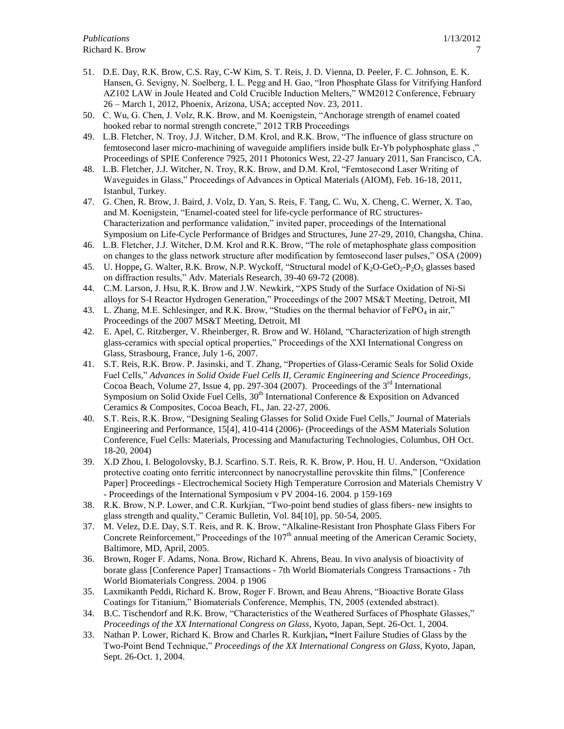51. D.E. Day, R.K. Brow, C.S. Ray, C-W Kim, S. T. Reis, J. D. Vienna, D. Peeler, F. C. Johnson, E. K. Hansen, G. Sevigny, N. Soelberg, I. L. Pegg and H. Gao, "Iron Phosphate Glass for Vitrifying Hanford AZ102 LAW in Joule Heated and Cold Crucible Induction Melters," WM2012 Conference, February 26 – March 1, 2012, Phoenix, Arizona, USA; accepted Nov. 23, 2011.
50. C. Wu, G. Chen, J. Volz, R.K. Brow, and M. Koenigstein, "Anchorage strength of enamel coated hooked rebar to normal strength concrete," 2012 TRB Proceedings
49. L.B. Fletcher, N. Troy, J.J. Witcher, D.M. Krol, and R.K. Brow, "The influence of glass structure on femtosecond laser micro-machining of waveguide amplifiers inside bulk Er-Yb polyphosphate glass ," Proceedings of SPIE Conference 7925, 2011 Photonics West, 22-27 January 2011, San Francisco, CA.
48. L.B. Fletcher, J.J. Witcher, N. Troy, R.K. Brow, and D.M. Krol, "Femtosecond Laser Writing of Waveguides in Glass," Proceedings of Advances in Optical Materials (AIOM), Feb. 16-18, 2011, Istanbul, Turkey.
47. G. Chen, R. Brow, J. Baird, J. Volz, D. Yan, S. Reis, F. Tang, C. Wu, X. Cheng, C. Werner, X. Tao, and M. Koenigstein, "Enamel-coated steel for life-cycle performance of RC structures- Characterization and performance validation," invited paper, proceedings of the International Symposium on Life-Cycle Performance of Bridges and Structures, June 27-29, 2010, Changsha, China.
46. L.B. Fletcher, J.J. Witcher, D.M. Krol and R.K. Brow, "The role of metaphosphate glass composition on changes to the glass network structure after modification by femtosecond laser pulses," OSA (2009)
45. U. Hoppe**,** G. Walter, R.K. Brow, N.P. Wyckoff, "Structural model of $K_2O$-$GeO_2$-$P_2O_5$ glasses based on diffraction results," Adv. Materials Research, 39-40 69-72 (2008).
44. C.M. Larson, J. Hsu, R.K. Brow and J.W. Newkirk, "XPS Study of the Surface Oxidation of Ni-Si alloys for S-I Reactor Hydrogen Generation," Proceedings of the 2007 MS&T Meeting, Detroit, MI
43. L. Zhang, M.E. Schlesinger, and R.K. Brow, "Studies on the thermal behavior of $FePO_4$ in air," Proceedings of the 2007 MS&T Meeting, Detroit, MI
42. E. Apel, C. Ritzberger, V. Rheinberger, R. Brow and W. Höland, "Characterization of high strength glass-ceramics with special optical properties," Proceedings of the XXI International Congress on Glass, Strasbourg, France, July 1-6, 2007.
41. S.T. Reis, R.K. Brow. P. Jasinski, and T. Zhang, "Properties of Glass-Ceramic Seals for Solid Oxide Fuel Cells," *Advances in Solid Oxide Fuel Cells II, Ceramic Engineering and Science Proceedings*, Cocoa Beach, Volume 27, Issue 4, pp. 297-304 (2007). Proceedings of the 3rd International Symposium on Solid Oxide Fuel Cells, 30th International Conference & Exposition on Advanced Ceramics & Composites, Cocoa Beach, FL, Jan. 22-27, 2006.
40. S.T. Reis, R.K. Brow, "Designing Sealing Glasses for Solid Oxide Fuel Cells," Journal of Materials Engineering and Performance, 15[4], 410-414 (2006)- (Proceedings of the ASM Materials Solution Conference, Fuel Cells: Materials, Processing and Manufacturing Technologies, Columbus, OH Oct. 18-20, 2004)
39. X.D Zhou, I. Belogolovsky, B.J. Scarfino. S.T. Reis, R. K. Brow, P. Hou, H. U. Anderson, "Oxidation protective coating onto ferritic interconnect by nanocrystalline perovskite thin films," [Conference Paper] Proceedings - Electrochemical Society High Temperature Corrosion and Materials Chemistry V - Proceedings of the International Symposium v PV 2004-16. 2004. p 159-169
38. R.K. Brow, N.P. Lower, and C.R. Kurkjian, "Two-point bend studies of glass fibers- new insights to glass strength and quality," Ceramic Bulletin, Vol. 84[10], pp. 50-54, 2005.
37. M. Velez, D.E. Day, S.T. Reis, and R. K. Brow, "Alkaline-Resistant Iron Phosphate Glass Fibers For Concrete Reinforcement," Proceedings of the 107th annual meeting of the American Ceramic Society, Baltimore, MD, April, 2005.
36. Brown, Roger F. Adams, Nona. Brow, Richard K. Ahrens, Beau. In vivo analysis of bioactivity of borate glass [Conference Paper] Transactions - 7th World Biomaterials Congress Transactions - 7th World Biomaterials Congress. 2004. p 1906
35. Laxmikanth Peddi, Richard K. Brow, Roger F. Brown, and Beau Ahrens, "Bioactive Borate Glass Coatings for Titanium," Biomaterials Conference, Memphis, TN, 2005 (extended abstract).
34. B.C. Tischendorf and R.K. Brow, "Characteristics of the Weathered Surfaces of Phosphate Glasses," *Proceedings of the XX International Congress on Glass*, Kyoto, Japan, Sept. 26-Oct. 1, 2004.
33. Nathan P. Lower, Richard K. Brow and Charles R. Kurkjian**, "**Inert Failure Studies of Glass by the Two-Point Bend Technique," *Proceedings of the XX International Congress on Glass*, Kyoto, Japan, Sept. 26-Oct. 1, 2004.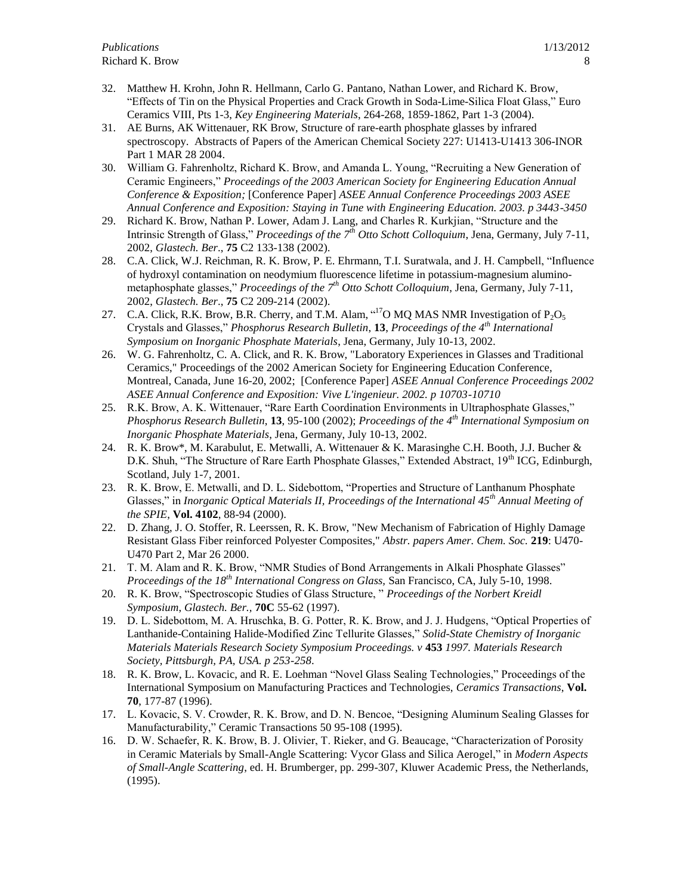32. Matthew H. Krohn, John R. Hellmann, Carlo G. Pantano, Nathan Lower, and Richard K. Brow, "Effects of Tin on the Physical Properties and Crack Growth in Soda-Lime-Silica Float Glass," Euro Ceramics VIII, Pts 1-3, *Key Engineering Materials*, 264-268, 1859-1862, Part 1-3 (2004).
31. AE Burns, AK Wittenauer, RK Brow, Structure of rare-earth phosphate glasses by infrared spectroscopy. Abstracts of Papers of the American Chemical Society 227: U1413-U1413 306-INOR Part 1 MAR 28 2004.
30. William G. Fahrenholtz, Richard K. Brow, and Amanda L. Young, "Recruiting a New Generation of Ceramic Engineers," *Proceedings of the 2003 American Society for Engineering Education Annual Conference & Exposition;* [Conference Paper] *ASEE Annual Conference Proceedings 2003 ASEE Annual Conference and Exposition: Staying in Tune with Engineering Education. 2003. p 3443-3450*
29. Richard K. Brow, Nathan P. Lower, Adam J. Lang, and Charles R. Kurkjian, "Structure and the Intrinsic Strength of Glass," *Proceedings of the 7th Otto Schott Colloquium*, Jena, Germany, July 7-11, 2002, *Glastech. Ber*., **75** C2 133-138 (2002).
28. C.A. Click, W.J. Reichman, R. K. Brow, P. E. Ehrmann, T.I. Suratwala, and J. H. Campbell, "Influence of hydroxyl contamination on neodymium fluorescence lifetime in potassium-magnesium alumino-metaphosphate glasses," *Proceedings of the 7th Otto Schott Colloquium*, Jena, Germany, July 7-11, 2002, *Glastech. Ber*., **75** C2 209-214 (2002).
27. C.A. Click, R.K. Brow, B.R. Cherry, and T.M. Alam, "$^{17}O$ MQ MAS NMR Investigation of $P_2O_5$ Crystals and Glasses," *Phosphorus Research Bulletin*, **13**, *Proceedings of the 4th International Symposium on Inorganic Phosphate Materials*, Jena, Germany, July 10-13, 2002.
26. W. G. Fahrenholtz, C. A. Click, and R. K. Brow, "Laboratory Experiences in Glasses and Traditional Ceramics," Proceedings of the 2002 American Society for Engineering Education Conference, Montreal, Canada, June 16-20, 2002; [Conference Paper] *ASEE Annual Conference Proceedings 2002 ASEE Annual Conference and Exposition: Vive L'ingenieur. 2002. p 10703-10710*
25. R.K. Brow, A. K. Wittenauer, "Rare Earth Coordination Environments in Ultraphosphate Glasses," *Phosphorus Research Bulletin*, **13**, 95-100 (2002); *Proceedings of the 4th International Symposium on Inorganic Phosphate Materials*, Jena, Germany, July 10-13, 2002.
24. R. K. Brow*, M. Karabulut, E. Metwalli, A. Wittenauer & K. Marasinghe C.H. Booth, J.J. Bucher & D.K. Shuh, "The Structure of Rare Earth Phosphate Glasses," Extended Abstract, 19th ICG, Edinburgh, Scotland, July 1-7, 2001.
23. R. K. Brow, E. Metwalli, and D. L. Sidebottom, "Properties and Structure of Lanthanum Phosphate Glasses," in *Inorganic Optical Materials II, Proceedings of the International 45th Annual Meeting of the SPIE*, **Vol. 4102**, 88-94 (2000).
22. D. Zhang, J. O. Stoffer, R. Leerssen, R. K. Brow, "New Mechanism of Fabrication of Highly Damage Resistant Glass Fiber reinforced Polyester Composites," *Abstr. papers Amer. Chem. Soc.* **219**: U470-U470 Part 2, Mar 26 2000.
21. T. M. Alam and R. K. Brow, "NMR Studies of Bond Arrangements in Alkali Phosphate Glasses" *Proceedings of the 18th International Congress on Glass*, San Francisco, CA, July 5-10, 1998.
20. R. K. Brow, "Spectroscopic Studies of Glass Structure, " *Proceedings of the Norbert Kreidl Symposium*, *Glastech. Ber.,* **70C** 55-62 (1997).
19. D. L. Sidebottom, M. A. Hruschka, B. G. Potter, R. K. Brow, and J. J. Hudgens, "Optical Properties of Lanthanide-Containing Halide-Modified Zinc Tellurite Glasses," *Solid-State Chemistry of Inorganic Materials Materials Research Society Symposium Proceedings. v* **453** *1997. Materials Research Society, Pittsburgh, PA, USA. p 253-258*.
18. R. K. Brow, L. Kovacic, and R. E. Loehman "Novel Glass Sealing Technologies," Proceedings of the International Symposium on Manufacturing Practices and Technologies, *Ceramics Transactions*, **Vol. 70**, 177-87 (1996).
17. L. Kovacic, S. V. Crowder, R. K. Brow, and D. N. Bencoe, "Designing Aluminum Sealing Glasses for Manufacturability," Ceramic Transactions 50 95-108 (1995).
16. D. W. Schaefer, R. K. Brow, B. J. Olivier, T. Rieker, and G. Beaucage, "Characterization of Porosity in Ceramic Materials by Small-Angle Scattering: Vycor Glass and Silica Aerogel," in *Modern Aspects of Small-Angle Scattering*, ed. H. Brumberger, pp. 299-307, Kluwer Academic Press, the Netherlands, (1995).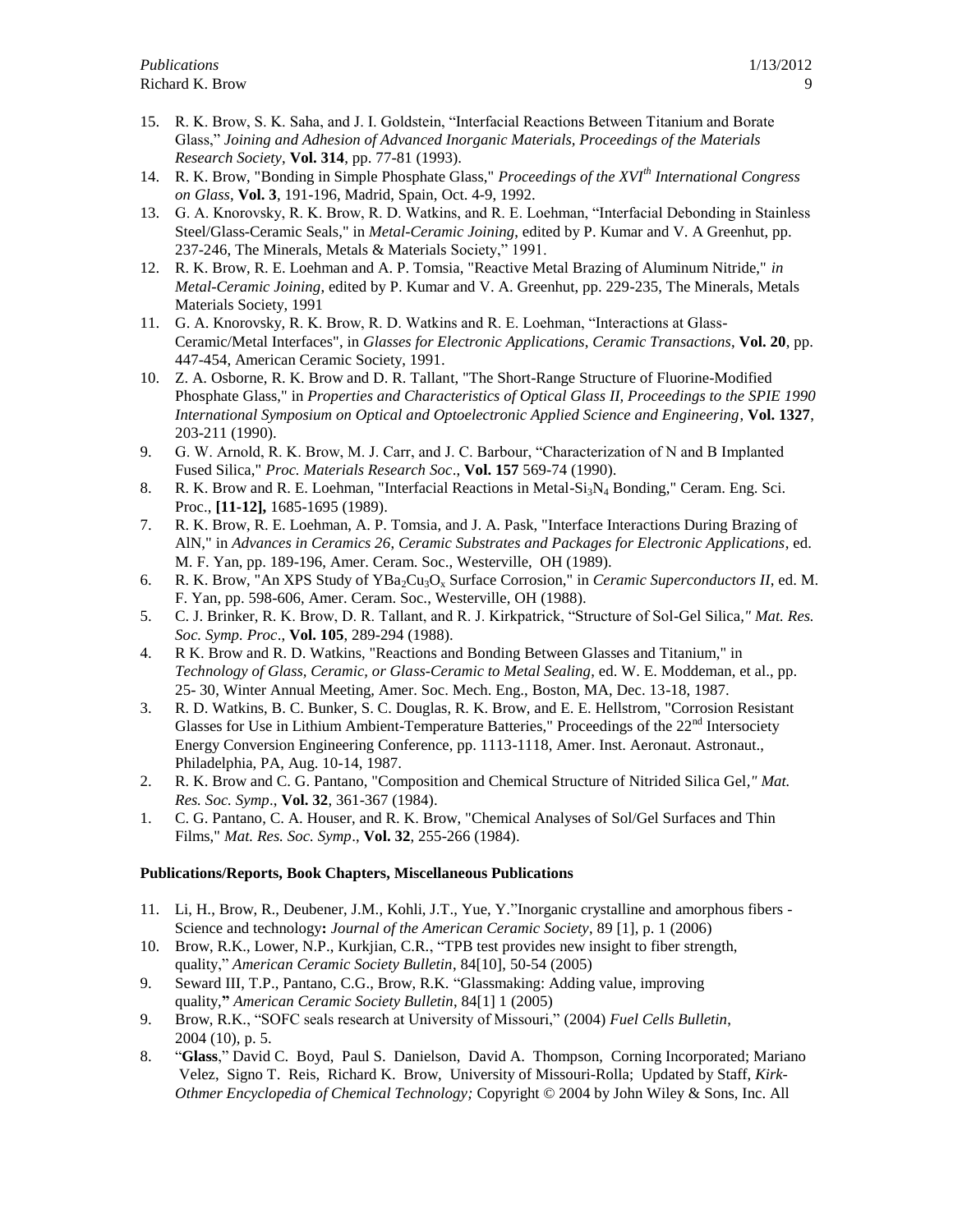15. R. K. Brow, S. K. Saha, and J. I. Goldstein, "Interfacial Reactions Between Titanium and Borate Glass," *Joining and Adhesion of Advanced Inorganic Materials, Proceedings of the Materials Research Society*, **Vol. 314**, pp. 77-81 (1993).
14. R. K. Brow, "Bonding in Simple Phosphate Glass," *Proceedings of the XVI$^{th}$ International Congress on Glass*, **Vol. 3**, 191-196, Madrid, Spain, Oct. 4-9, 1992.
13. G. A. Knorovsky, R. K. Brow, R. D. Watkins, and R. E. Loehman, "Interfacial Debonding in Stainless Steel/Glass-Ceramic Seals," in *Metal-Ceramic Joining*, edited by P. Kumar and V. A Greenhut, pp. 237-246, The Minerals, Metals & Materials Society," 1991.
12. R. K. Brow, R. E. Loehman and A. P. Tomsia, "Reactive Metal Brazing of Aluminum Nitride," *in Metal-Ceramic Joining*, edited by P. Kumar and V. A. Greenhut, pp. 229-235, The Minerals, Metals Materials Society, 1991
11. G. A. Knorovsky, R. K. Brow, R. D. Watkins and R. E. Loehman, "Interactions at Glass-Ceramic/Metal Interfaces", in *Glasses for Electronic Applications, Ceramic Transactions*, **Vol. 20**, pp. 447-454, American Ceramic Society, 1991.
10. Z. A. Osborne, R. K. Brow and D. R. Tallant, "The Short-Range Structure of Fluorine-Modified Phosphate Glass," in *Properties and Characteristics of Optical Glass II, Proceedings to the SPIE 1990 International Symposium on Optical and Optoelectronic Applied Science and Engineering*, **Vol. 1327**, 203-211 (1990).
9. G. W. Arnold, R. K. Brow, M. J. Carr, and J. C. Barbour, "Characterization of N and B Implanted Fused Silica," *Proc. Materials Research Soc*., **Vol. 157** 569-74 (1990).
8. R. K. Brow and R. E. Loehman, "Interfacial Reactions in Metal-$Si_3N_4$ Bonding," Ceram. Eng. Sci. Proc., **[11-12],** 1685-1695 (1989).
7. R. K. Brow, R. E. Loehman, A. P. Tomsia, and J. A. Pask, "Interface Interactions During Brazing of AlN," in *Advances in Ceramics 26, Ceramic Substrates and Packages for Electronic Applications*, ed. M. F. Yan, pp. 189-196, Amer. Ceram. Soc., Westerville, OH (1989).
6. R. K. Brow, "An XPS Study of $YBa_2Cu_3O_x$ Surface Corrosion," in *Ceramic Superconductors II*, ed. M. F. Yan, pp. 598-606, Amer. Ceram. Soc., Westerville, OH (1988).
5. C. J. Brinker, R. K. Brow, D. R. Tallant, and R. J. Kirkpatrick, "Structure of Sol-Gel Silica," *Mat. Res. Soc. Symp. Proc*., **Vol. 105**, 289-294 (1988).
4. R K. Brow and R. D. Watkins, "Reactions and Bonding Between Glasses and Titanium," in *Technology of Glass, Ceramic, or Glass-Ceramic to Metal Sealing*, ed. W. E. Moddeman, et al., pp. 25- 30, Winter Annual Meeting, Amer. Soc. Mech. Eng., Boston, MA, Dec. 13-18, 1987.
3. R. D. Watkins, B. C. Bunker, S. C. Douglas, R. K. Brow, and E. E. Hellstrom, "Corrosion Resistant Glasses for Use in Lithium Ambient-Temperature Batteries," Proceedings of the 22$^{nd}$ Intersociety Energy Conversion Engineering Conference, pp. 1113-1118, Amer. Inst. Aeronaut. Astronaut., Philadelphia, PA, Aug. 10-14, 1987.
2. R. K. Brow and C. G. Pantano, "Composition and Chemical Structure of Nitrided Silica Gel," *Mat. Res. Soc. Symp*., **Vol. 32**, 361-367 (1984).
1. C. G. Pantano, C. A. Houser, and R. K. Brow, "Chemical Analyses of Sol/Gel Surfaces and Thin Films," *Mat. Res. Soc. Symp*., **Vol. 32**, 255-266 (1984).

**Publications/Reports, Book Chapters, Miscellaneous Publications**

11. Li, H., Brow, R., Deubener, J.M., Kohli, J.T., Yue, Y."Inorganic crystalline and amorphous fibers - Science and technology**:** *Journal of the American Ceramic Society*, 89 [1], p. 1 (2006)
10. Brow, R.K., Lower, N.P., Kurkjian, C.R., "TPB test provides new insight to fiber strength, quality," *American Ceramic Society Bulletin*, 84[10], 50-54 (2005)
9. Seward III, T.P., Pantano, C.G., Brow, R.K. "Glassmaking: Adding value, improving quality,**"** *American Ceramic Society Bulletin*, 84[1] 1 (2005)
9. Brow, R.K., "SOFC seals research at University of Missouri," (2004) *Fuel Cells Bulletin*, 2004 (10), p. 5.
8. "**Glass**," David C. Boyd, Paul S. Danielson, David A. Thompson, Corning Incorporated; Mariano Velez, Signo T. Reis, Richard K. Brow, University of Missouri-Rolla; Updated by Staff, *Kirk-Othmer Encyclopedia of Chemical Technology;* Copyright © 2004 by John Wiley & Sons, Inc. All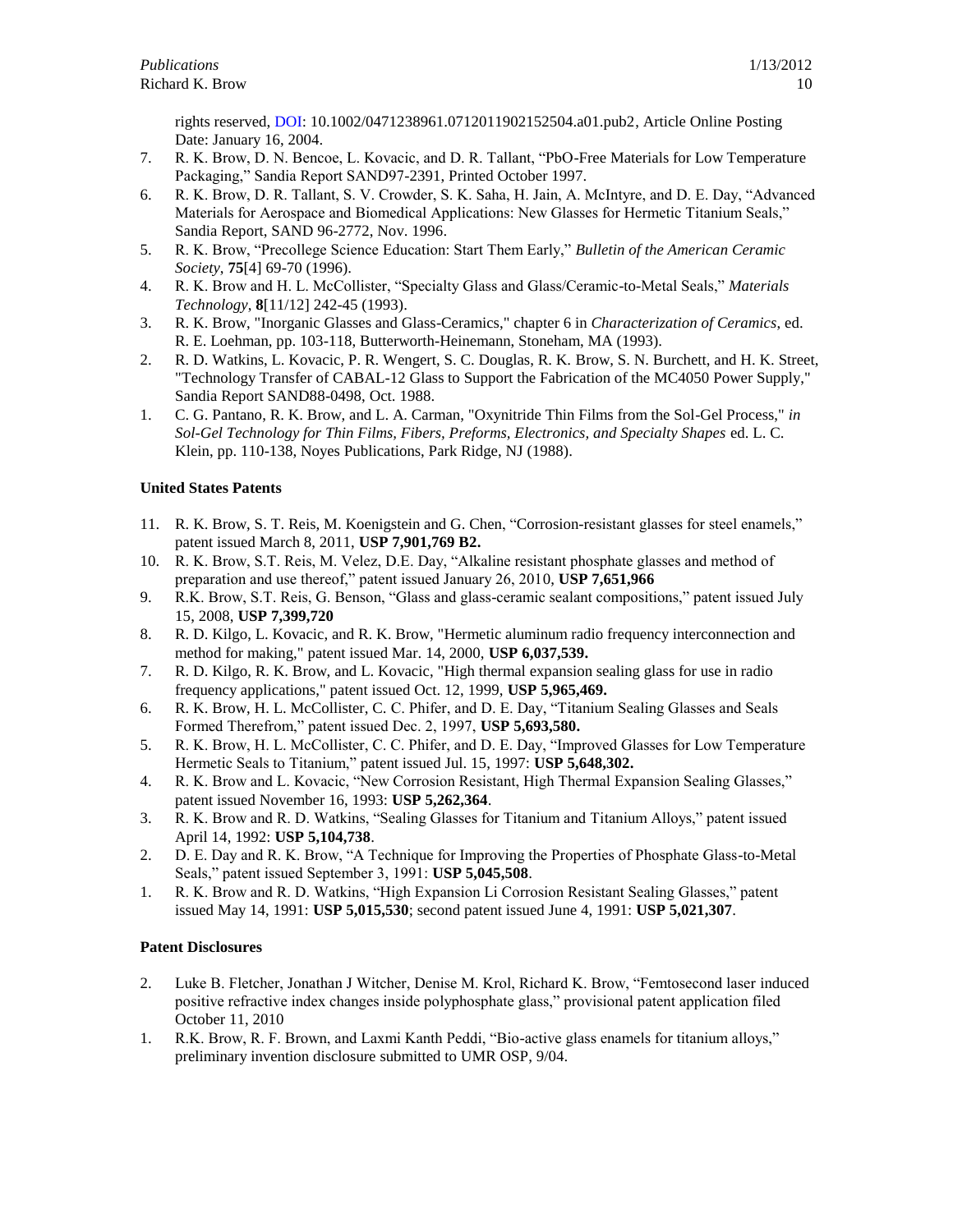rights reserved, DOI: 10.1002/0471238961.0712011902152504.a01.pub2, Article Online Posting Date: January 16, 2004.

7. R. K. Brow, D. N. Bencoe, L. Kovacic, and D. R. Tallant, "PbO-Free Materials for Low Temperature Packaging," Sandia Report SAND97-2391, Printed October 1997.
6. R. K. Brow, D. R. Tallant, S. V. Crowder, S. K. Saha, H. Jain, A. McIntyre, and D. E. Day, "Advanced Materials for Aerospace and Biomedical Applications: New Glasses for Hermetic Titanium Seals," Sandia Report, SAND 96-2772, Nov. 1996.
5. R. K. Brow, "Precollege Science Education: Start Them Early," *Bulletin of the American Ceramic Society*, **75**[4] 69-70 (1996).
4. R. K. Brow and H. L. McCollister, "Specialty Glass and Glass/Ceramic-to-Metal Seals," *Materials Technology*, **8**[11/12] 242-45 (1993).
3. R. K. Brow, "Inorganic Glasses and Glass-Ceramics," chapter 6 in *Characterization of Ceramics*, ed. R. E. Loehman, pp. 103-118, Butterworth-Heinemann, Stoneham, MA (1993).
2. R. D. Watkins, L. Kovacic, P. R. Wengert, S. C. Douglas, R. K. Brow, S. N. Burchett, and H. K. Street, "Technology Transfer of CABAL-12 Glass to Support the Fabrication of the MC4050 Power Supply," Sandia Report SAND88-0498, Oct. 1988.
1. C. G. Pantano, R. K. Brow, and L. A. Carman, "Oxynitride Thin Films from the Sol-Gel Process," *in Sol-Gel Technology for Thin Films, Fibers, Preforms, Electronics, and Specialty Shapes* ed. L. C. Klein, pp. 110-138, Noyes Publications, Park Ridge, NJ (1988).

**United States Patents**

11. R. K. Brow, S. T. Reis, M. Koenigstein and G. Chen, "Corrosion-resistant glasses for steel enamels," patent issued March 8, 2011, **USP 7,901,769 B2.**
10. R. K. Brow, S.T. Reis, M. Velez, D.E. Day, "Alkaline resistant phosphate glasses and method of preparation and use thereof," patent issued January 26, 2010, **USP 7,651,966**
9. R.K. Brow, S.T. Reis, G. Benson, "Glass and glass-ceramic sealant compositions," patent issued July 15, 2008, **USP 7,399,720**
8. R. D. Kilgo, L. Kovacic, and R. K. Brow, "Hermetic aluminum radio frequency interconnection and method for making," patent issued Mar. 14, 2000, **USP 6,037,539.**
7. R. D. Kilgo, R. K. Brow, and L. Kovacic, "High thermal expansion sealing glass for use in radio frequency applications," patent issued Oct. 12, 1999, **USP 5,965,469.**
6. R. K. Brow, H. L. McCollister, C. C. Phifer, and D. E. Day, "Titanium Sealing Glasses and Seals Formed Therefrom," patent issued Dec. 2, 1997, **USP 5,693,580.**
5. R. K. Brow, H. L. McCollister, C. C. Phifer, and D. E. Day, "Improved Glasses for Low Temperature Hermetic Seals to Titanium," patent issued Jul. 15, 1997: **USP 5,648,302.**
4. R. K. Brow and L. Kovacic, "New Corrosion Resistant, High Thermal Expansion Sealing Glasses," patent issued November 16, 1993: **USP 5,262,364**.
3. R. K. Brow and R. D. Watkins, "Sealing Glasses for Titanium and Titanium Alloys," patent issued April 14, 1992: **USP 5,104,738**.
2. D. E. Day and R. K. Brow, "A Technique for Improving the Properties of Phosphate Glass-to-Metal Seals," patent issued September 3, 1991: **USP 5,045,508**.
1. R. K. Brow and R. D. Watkins, "High Expansion Li Corrosion Resistant Sealing Glasses," patent issued May 14, 1991: **USP 5,015,530**; second patent issued June 4, 1991: **USP 5,021,307**.

**Patent Disclosures**

2. Luke B. Fletcher, Jonathan J Witcher, Denise M. Krol, Richard K. Brow, "Femtosecond laser induced positive refractive index changes inside polyphosphate glass," provisional patent application filed October 11, 2010
1. R.K. Brow, R. F. Brown, and Laxmi Kanth Peddi, "Bio-active glass enamels for titanium alloys," preliminary invention disclosure submitted to UMR OSP, 9/04.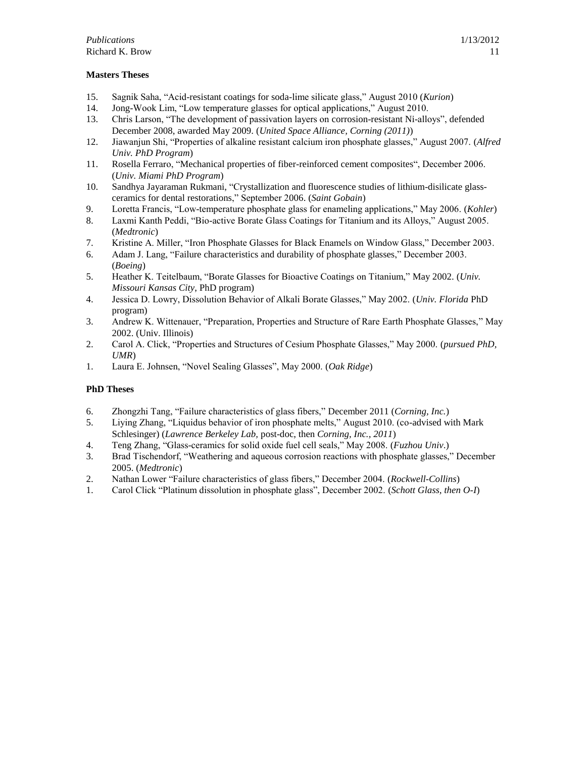**Masters Theses**

15. Sagnik Saha, "Acid-resistant coatings for soda-lime silicate glass," August 2010 (*Kurion*)
14. Jong-Wook Lim, "Low temperature glasses for optical applications," August 2010.
13. Chris Larson, "The development of passivation layers on corrosion-resistant Ni-alloys", defended December 2008, awarded May 2009. (*United Space Alliance, Corning (2011)*)
12. Jiawanjun Shi, "Properties of alkaline resistant calcium iron phosphate glasses," August 2007. (*Alfred Univ. PhD Program*)
11. Rosella Ferraro, "Mechanical properties of fiber-reinforced cement composites", December 2006. (*Univ. Miami PhD Program*)
10. Sandhya Jayaraman Rukmani, "Crystallization and fluorescence studies of lithium-disilicate glass-ceramics for dental restorations," September 2006. (*Saint Gobain*)
9. Loretta Francis, "Low-temperature phosphate glass for enameling applications," May 2006. (*Kohler*)
8. Laxmi Kanth Peddi, "Bio-active Borate Glass Coatings for Titanium and its Alloys," August 2005. (*Medtronic*)
7. Kristine A. Miller, "Iron Phosphate Glasses for Black Enamels on Window Glass," December 2003.
6. Adam J. Lang, "Failure characteristics and durability of phosphate glasses," December 2003. (*Boeing*)
5. Heather K. Teitelbaum, "Borate Glasses for Bioactive Coatings on Titanium," May 2002. (*Univ. Missouri Kansas City*, PhD program)
4. Jessica D. Lowry, Dissolution Behavior of Alkali Borate Glasses," May 2002. (*Univ. Florida* PhD program)
3. Andrew K. Wittenauer, "Preparation, Properties and Structure of Rare Earth Phosphate Glasses," May 2002. (Univ. Illinois)
2. Carol A. Click, "Properties and Structures of Cesium Phosphate Glasses," May 2000. (*pursued PhD, UMR*)
1. Laura E. Johnsen, "Novel Sealing Glasses", May 2000. (*Oak Ridge*)

**PhD Theses**

6. Zhongzhi Tang, "Failure characteristics of glass fibers," December 2011 (*Corning, Inc.*)
5. Liying Zhang, "Liquidus behavior of iron phosphate melts," August 2010. (co-advised with Mark Schlesinger) (*Lawrence Berkeley Lab,* post-doc, then *Corning, Inc., 2011*)
4. Teng Zhang, "Glass-ceramics for solid oxide fuel cell seals," May 2008. (*Fuzhou Univ*.)
3. Brad Tischendorf, "Weathering and aqueous corrosion reactions with phosphate glasses," December 2005. (*Medtronic*)
2. Nathan Lower "Failure characteristics of glass fibers," December 2004. (*Rockwell-Collins*)
1. Carol Click "Platinum dissolution in phosphate glass", December 2002. (*Schott Glass, then O-I*)